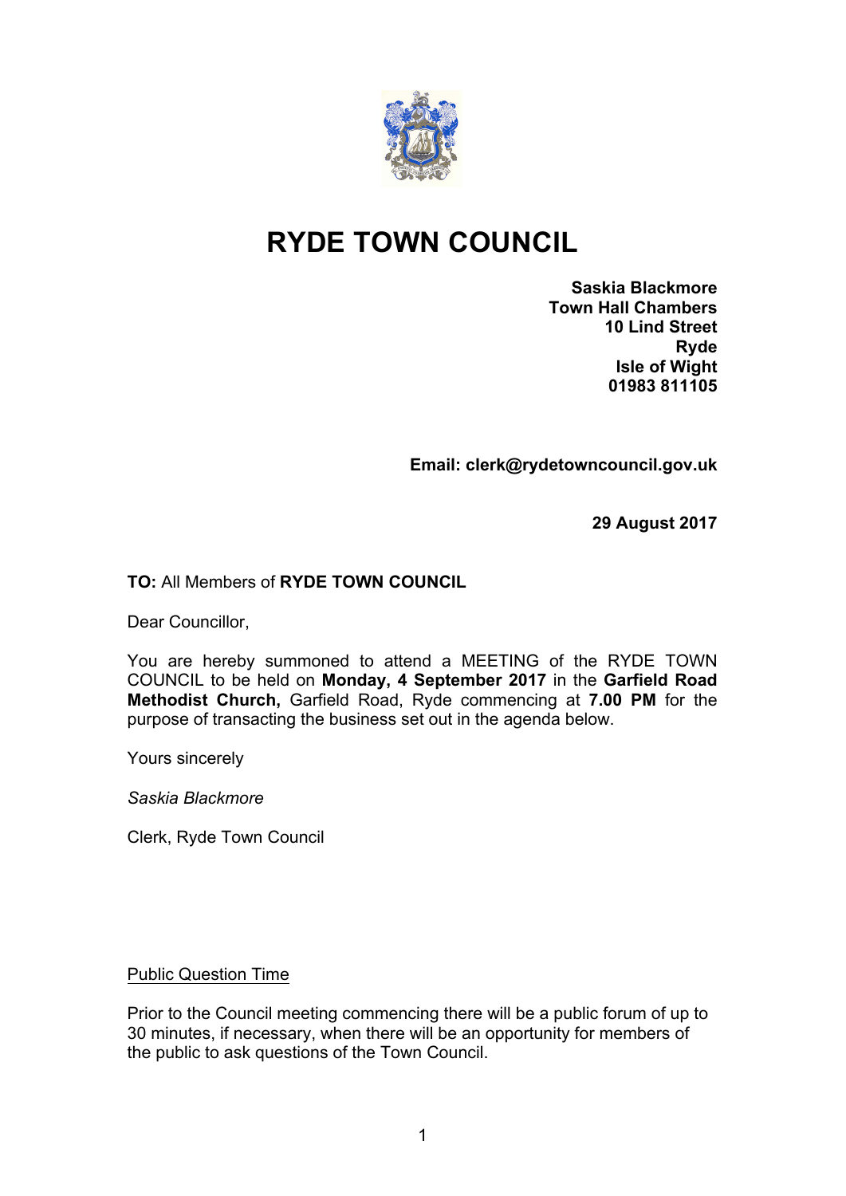# RYDE TOWN COUNCIL

**Saskia Blackmore**
**Town Hall Chambers**
**10 Lind Street**
**Ryde**
**Isle of Wight**
**01983 811105**

**Email: clerk@rydetowncouncil.gov.uk**

**29 August 2017**

**TO:** All Members of **RYDE TOWN COUNCIL**

Dear Councillor,

You are hereby summoned to attend a MEETING of the RYDE TOWN COUNCIL to be held on **Monday, 4 September 2017** in the **Garfield Road Methodist Church,** Garfield Road, Ryde commencing at **7.00 PM** for the purpose of transacting the business set out in the agenda below.

Yours sincerely

*Saskia Blackmore*

Clerk, Ryde Town Council

Public Question Time

Prior to the Council meeting commencing there will be a public forum of up to 30 minutes, if necessary, when there will be an opportunity for members of the public to ask questions of the Town Council.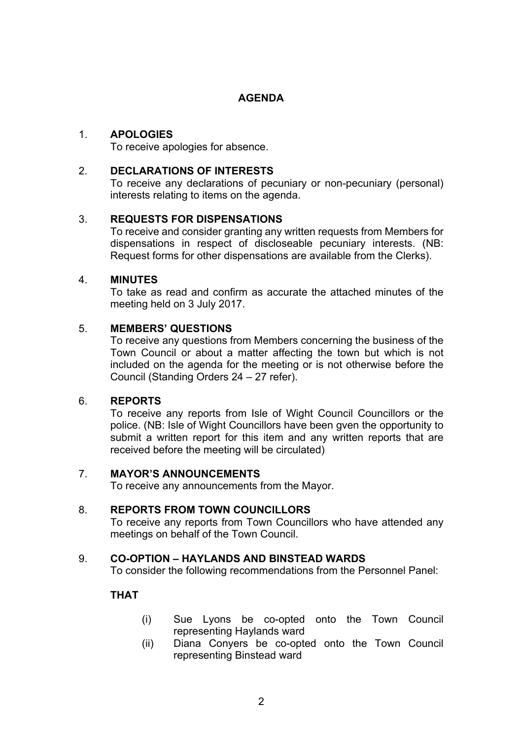# AGENDA

1. **APOLOGIES**
   To receive apologies for absence.

2. **DECLARATIONS OF INTERESTS**
   To receive any declarations of pecuniary or non-pecuniary (personal) interests relating to items on the agenda.

3. **REQUESTS FOR DISPENSATIONS**
   To receive and consider granting any written requests from Members for dispensations in respect of discloseable pecuniary interests. (NB: Request forms for other dispensations are available from the Clerks).

4. **MINUTES**
   To take as read and confirm as accurate the attached minutes of the meeting held on 3 July 2017.

5. **MEMBERS' QUESTIONS**
   To receive any questions from Members concerning the business of the Town Council or about a matter affecting the town but which is not included on the agenda for the meeting or is not otherwise before the Council (Standing Orders 24 – 27 refer).

6. **REPORTS**
   To receive any reports from Isle of Wight Council Councillors or the police. (NB: Isle of Wight Councillors have been gven the opportunity to submit a written report for this item and any written reports that are received before the meeting will be circulated)

7. **MAYOR'S ANNOUNCEMENTS**
   To receive any announcements from the Mayor.

8. **REPORTS FROM TOWN COUNCILLORS**
   To receive any reports from Town Councillors who have attended any meetings on behalf of the Town Council.

9. **CO-OPTION – HAYLANDS AND BINSTEAD WARDS**
   To consider the following recommendations from the Personnel Panel:

   **THAT**

   (i) Sue Lyons be co-opted onto the Town Council representing Haylands ward
   (ii) Diana Conyers be co-opted onto the Town Council representing Binstead ward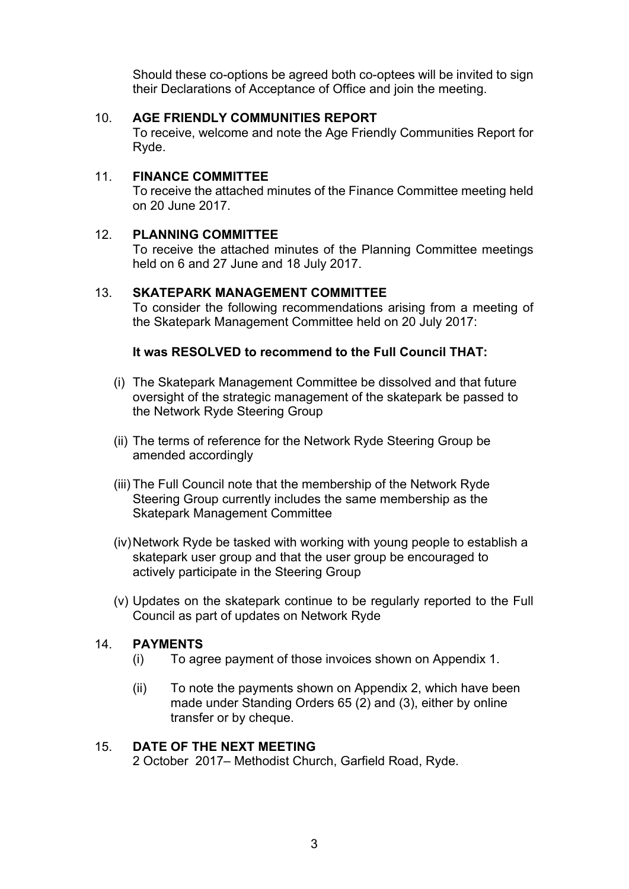Should these co-options be agreed both co-optees will be invited to sign their Declarations of Acceptance of Office and join the meeting.

10. **AGE FRIENDLY COMMUNITIES REPORT**

    To receive, welcome and note the Age Friendly Communities Report for Ryde.

11. **FINANCE COMMITTEE**

    To receive the attached minutes of the Finance Committee meeting held on 20 June 2017.

12. **PLANNING COMMITTEE**

    To receive the attached minutes of the Planning Committee meetings held on 6 and 27 June and 18 July 2017.

13. **SKATEPARK MANAGEMENT COMMITTEE**

    To consider the following recommendations arising from a meeting of the Skatepark Management Committee held on 20 July 2017:

    **It was RESOLVED to recommend to the Full Council THAT:**

    (i) The Skatepark Management Committee be dissolved and that future oversight of the strategic management of the skatepark be passed to the Network Ryde Steering Group

    (ii) The terms of reference for the Network Ryde Steering Group be amended accordingly

    (iii) The Full Council note that the membership of the Network Ryde Steering Group currently includes the same membership as the Skatepark Management Committee

    (iv) Network Ryde be tasked with working with young people to establish a skatepark user group and that the user group be encouraged to actively participate in the Steering Group

    (v) Updates on the skatepark continue to be regularly reported to the Full Council as part of updates on Network Ryde

14. **PAYMENTS**

    (i) To agree payment of those invoices shown on Appendix 1.

    (ii) To note the payments shown on Appendix 2, which have been made under Standing Orders 65 (2) and (3), either by online transfer or by cheque.

15. **DATE OF THE NEXT MEETING**

    2 October 2017– Methodist Church, Garfield Road, Ryde.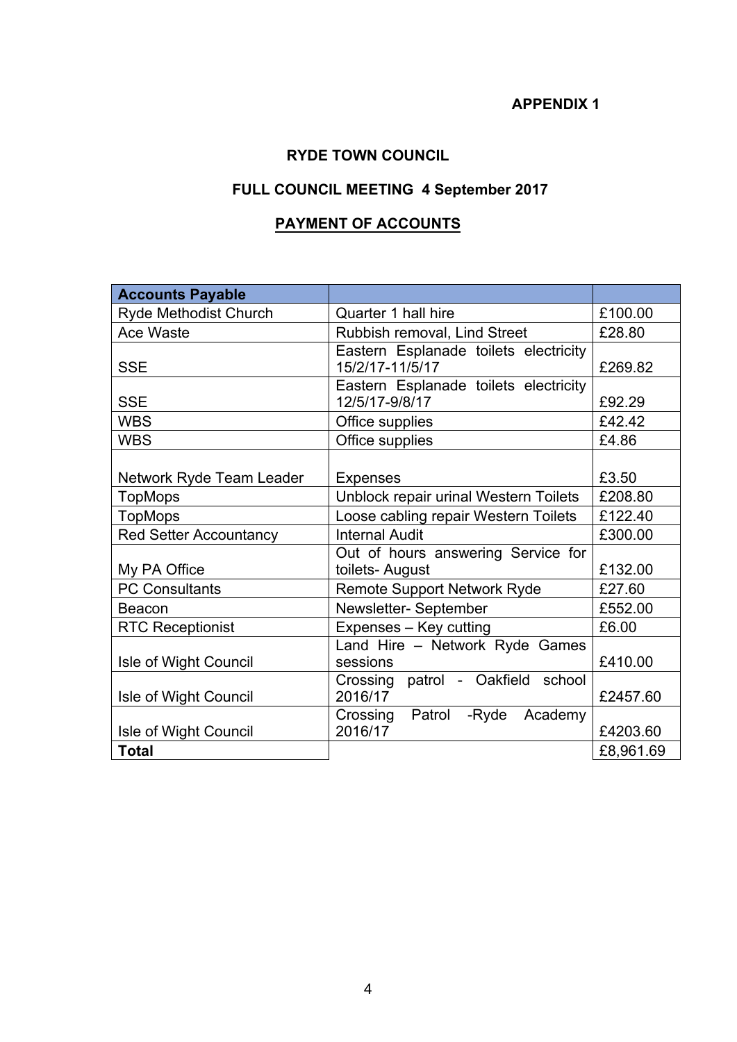**APPENDIX 1**

**RYDE TOWN COUNCIL**

**FULL COUNCIL MEETING 4 September 2017**

**PAYMENT OF ACCOUNTS**

| **Accounts Payable** | | |
|---|---|---|
| Ryde Methodist Church | Quarter 1 hall hire | £100.00 |
| Ace Waste | Rubbish removal, Lind Street | £28.80 |
| SSE | Eastern Esplanade toilets electricity 15/2/17-11/5/17 | £269.82 |
| SSE | Eastern Esplanade toilets electricity 12/5/17-9/8/17 | £92.29 |
| WBS | Office supplies | £42.42 |
| WBS | Office supplies | £4.86 |
| Network Ryde Team Leader | Expenses | £3.50 |
| TopMops | Unblock repair urinal Western Toilets | £208.80 |
| TopMops | Loose cabling repair Western Toilets | £122.40 |
| Red Setter Accountancy | Internal Audit | £300.00 |
| My PA Office | Out of hours answering Service for toilets- August | £132.00 |
| PC Consultants | Remote Support Network Ryde | £27.60 |
| Beacon | Newsletter- September | £552.00 |
| RTC Receptionist | Expenses – Key cutting | £6.00 |
| Isle of Wight Council | Land Hire – Network Ryde Games sessions | £410.00 |
| Isle of Wight Council | Crossing patrol - Oakfield school 2016/17 | £2457.60 |
| Isle of Wight Council | Crossing Patrol -Ryde Academy 2016/17 | £4203.60 |
| **Total** | | £8,961.69 |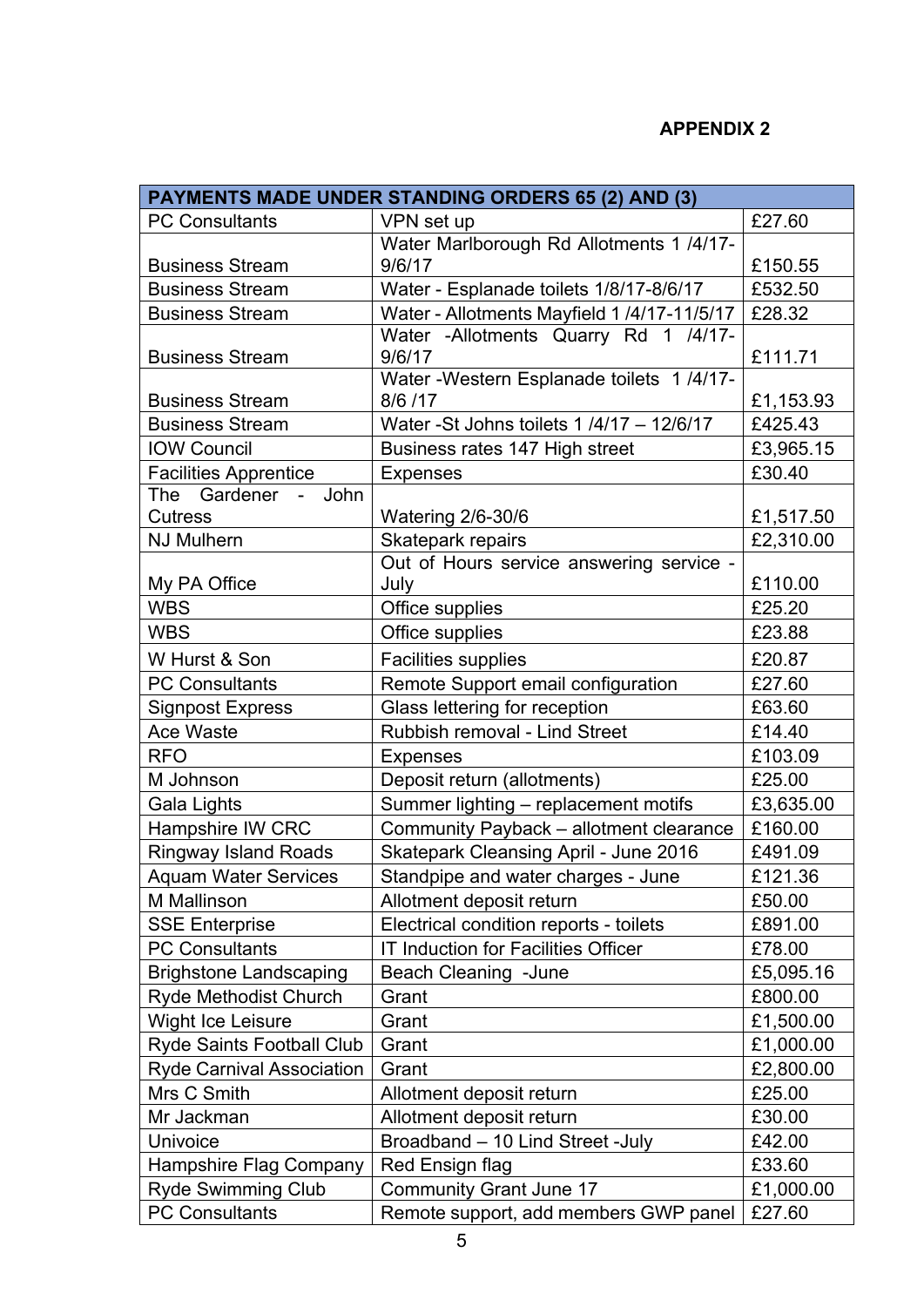**APPENDIX 2**

| PAYMENTS MADE UNDER STANDING ORDERS 65 (2) AND (3) | | |
|---|---|---|
| PC Consultants | VPN set up | £27.60 |
| Business Stream | Water Marlborough Rd Allotments 1 /4/17-9/6/17 | £150.55 |
| Business Stream | Water - Esplanade toilets 1/8/17-8/6/17 | £532.50 |
| Business Stream | Water - Allotments Mayfield 1 /4/17-11/5/17 | £28.32 |
| Business Stream | Water -Allotments Quarry Rd 1 /4/17-9/6/17 | £111.71 |
| Business Stream | Water -Western Esplanade toilets 1 /4/17-8/6 /17 | £1,153.93 |
| Business Stream | Water -St Johns toilets 1 /4/17 – 12/6/17 | £425.43 |
| IOW Council | Business rates 147 High street | £3,965.15 |
| Facilities Apprentice | Expenses | £30.40 |
| The Gardener - John Cutress | Watering 2/6-30/6 | £1,517.50 |
| NJ Mulhern | Skatepark repairs | £2,310.00 |
| My PA Office | Out of Hours service answering service - July | £110.00 |
| WBS | Office supplies | £25.20 |
| WBS | Office supplies | £23.88 |
| W Hurst & Son | Facilities supplies | £20.87 |
| PC Consultants | Remote Support email configuration | £27.60 |
| Signpost Express | Glass lettering for reception | £63.60 |
| Ace Waste | Rubbish removal - Lind Street | £14.40 |
| RFO | Expenses | £103.09 |
| M Johnson | Deposit return (allotments) | £25.00 |
| Gala Lights | Summer lighting – replacement motifs | £3,635.00 |
| Hampshire IW CRC | Community Payback – allotment clearance | £160.00 |
| Ringway Island Roads | Skatepark Cleansing April - June 2016 | £491.09 |
| Aquam Water Services | Standpipe and water charges - June | £121.36 |
| M Mallinson | Allotment deposit return | £50.00 |
| SSE Enterprise | Electrical condition reports - toilets | £891.00 |
| PC Consultants | IT Induction for Facilities Officer | £78.00 |
| Brighstone Landscaping | Beach Cleaning -June | £5,095.16 |
| Ryde Methodist Church | Grant | £800.00 |
| Wight Ice Leisure | Grant | £1,500.00 |
| Ryde Saints Football Club | Grant | £1,000.00 |
| Ryde Carnival Association | Grant | £2,800.00 |
| Mrs C Smith | Allotment deposit return | £25.00 |
| Mr Jackman | Allotment deposit return | £30.00 |
| Univoice | Broadband – 10 Lind Street -July | £42.00 |
| Hampshire Flag Company | Red Ensign flag | £33.60 |
| Ryde Swimming Club | Community Grant June 17 | £1,000.00 |
| PC Consultants | Remote support, add members GWP panel | £27.60 |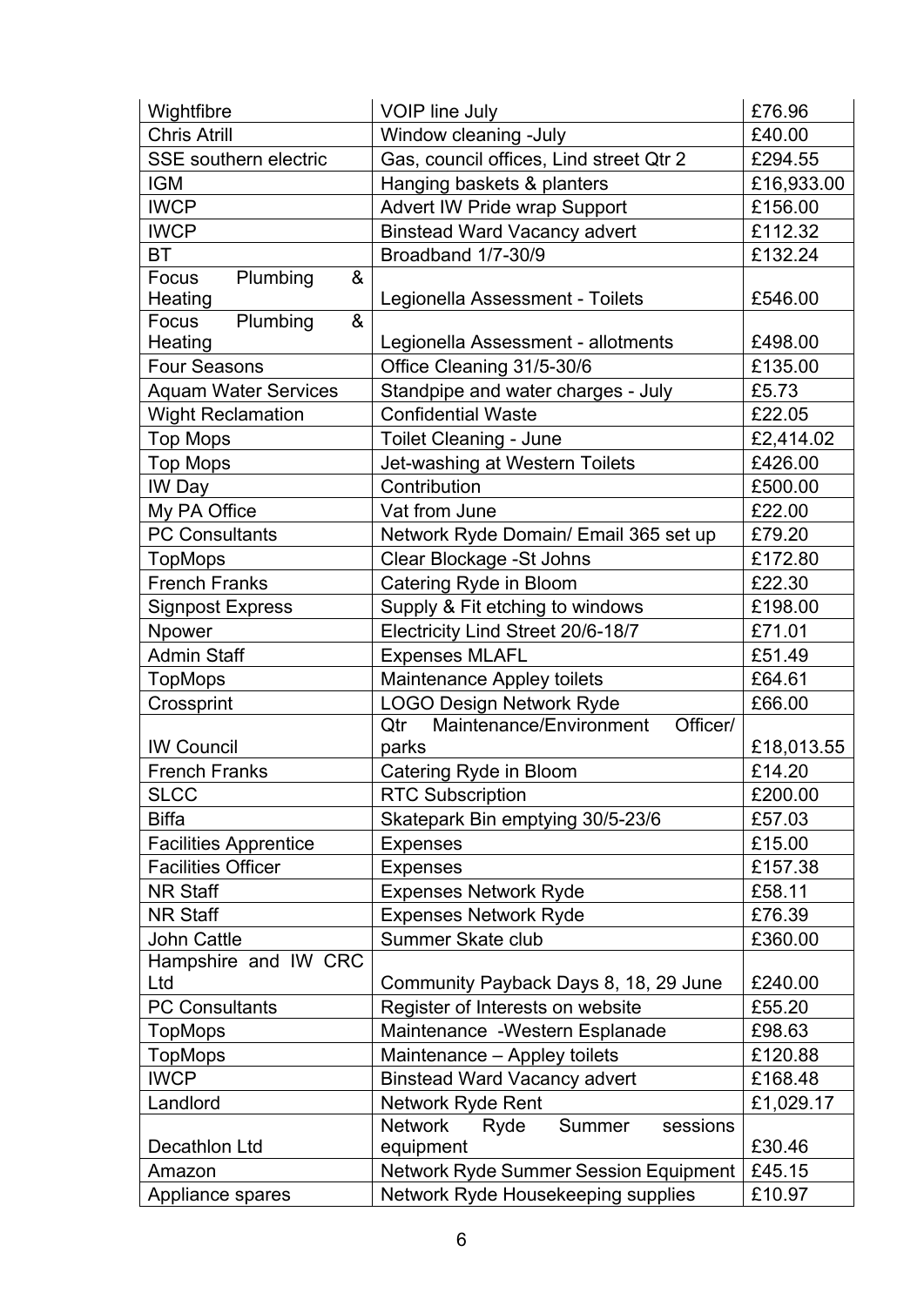| Wightfibre | VOIP line July | £76.96 |
|---|---|---|
| Chris Atrill | Window cleaning -July | £40.00 |
| SSE southern electric | Gas, council offices, Lind street Qtr 2 | £294.55 |
| IGM | Hanging baskets & planters | £16,933.00 |
| IWCP | Advert IW Pride wrap Support | £156.00 |
| IWCP | Binstead Ward Vacancy advert | £112.32 |
| BT | Broadband 1/7-30/9 | £132.24 |
| Focus Plumbing & Heating | Legionella Assessment - Toilets | £546.00 |
| Focus Plumbing & Heating | Legionella Assessment - allotments | £498.00 |
| Four Seasons | Office Cleaning 31/5-30/6 | £135.00 |
| Aquam Water Services | Standpipe and water charges - July | £5.73 |
| Wight Reclamation | Confidential Waste | £22.05 |
| Top Mops | Toilet Cleaning - June | £2,414.02 |
| Top Mops | Jet-washing at Western Toilets | £426.00 |
| IW Day | Contribution | £500.00 |
| My PA Office | Vat from June | £22.00 |
| PC Consultants | Network Ryde Domain/ Email 365 set up | £79.20 |
| TopMops | Clear Blockage -St Johns | £172.80 |
| French Franks | Catering Ryde in Bloom | £22.30 |
| Signpost Express | Supply & Fit etching to windows | £198.00 |
| Npower | Electricity Lind Street 20/6-18/7 | £71.01 |
| Admin Staff | Expenses MLAFL | £51.49 |
| TopMops | Maintenance Appley toilets | £64.61 |
| Crossprint | LOGO Design Network Ryde | £66.00 |
| IW Council | Qtr Maintenance/Environment Officer/ parks | £18,013.55 |
| French Franks | Catering Ryde in Bloom | £14.20 |
| SLCC | RTC Subscription | £200.00 |
| Biffa | Skatepark Bin emptying 30/5-23/6 | £57.03 |
| Facilities Apprentice | Expenses | £15.00 |
| Facilities Officer | Expenses | £157.38 |
| NR Staff | Expenses Network Ryde | £58.11 |
| NR Staff | Expenses Network Ryde | £76.39 |
| John Cattle | Summer Skate club | £360.00 |
| Hampshire and IW CRC Ltd | Community Payback Days 8, 18, 29 June | £240.00 |
| PC Consultants | Register of Interests on website | £55.20 |
| TopMops | Maintenance -Western Esplanade | £98.63 |
| TopMops | Maintenance – Appley toilets | £120.88 |
| IWCP | Binstead Ward Vacancy advert | £168.48 |
| Landlord | Network Ryde Rent | £1,029.17 |
| Decathlon Ltd | Network Ryde Summer sessions equipment | £30.46 |
| Amazon | Network Ryde Summer Session Equipment | £45.15 |
| Appliance spares | Network Ryde Housekeeping supplies | £10.97 |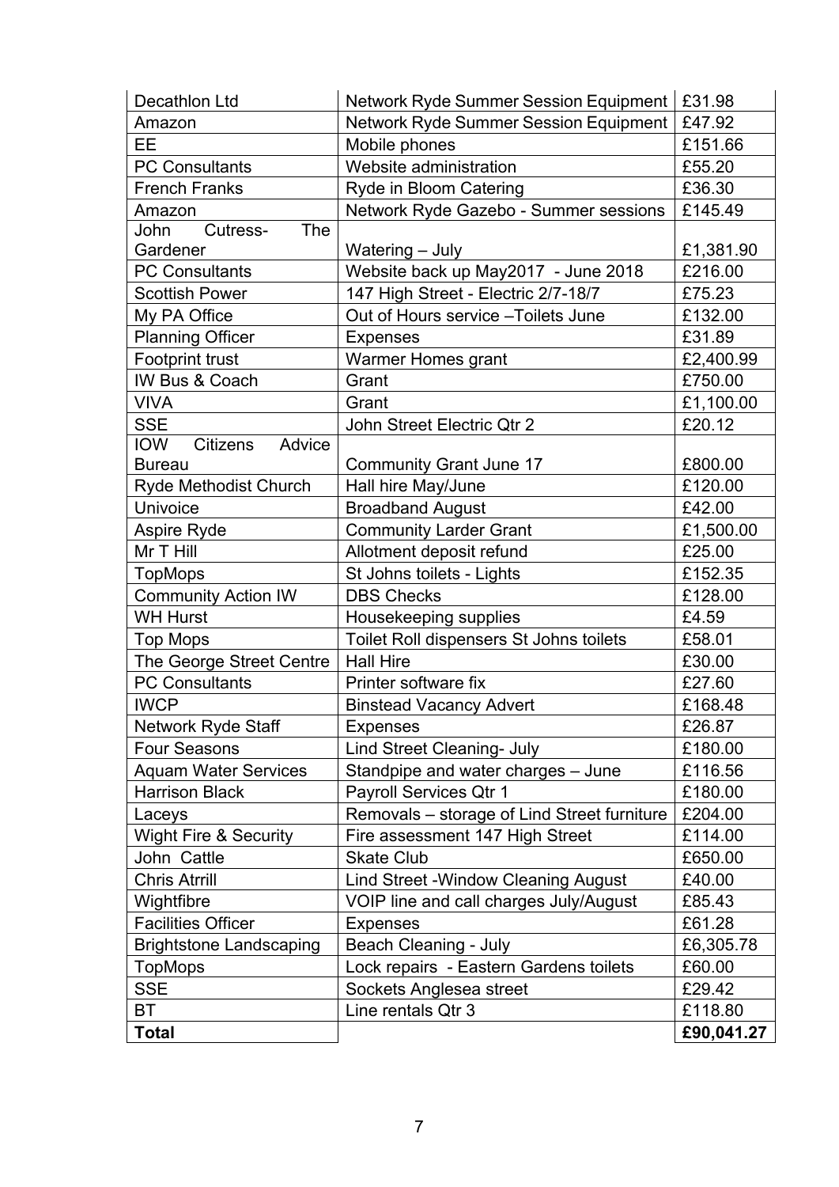| | | |
|---|---|---|
| Decathlon Ltd | Network Ryde Summer Session Equipment | £31.98 |
| Amazon | Network Ryde Summer Session Equipment | £47.92 |
| EE | Mobile phones | £151.66 |
| PC Consultants | Website administration | £55.20 |
| French Franks | Ryde in Bloom Catering | £36.30 |
| Amazon | Network Ryde Gazebo - Summer sessions | £145.49 |
| John Cutress- The Gardener | Watering – July | £1,381.90 |
| PC Consultants | Website back up May2017 - June 2018 | £216.00 |
| Scottish Power | 147 High Street - Electric 2/7-18/7 | £75.23 |
| My PA Office | Out of Hours service –Toilets June | £132.00 |
| Planning Officer | Expenses | £31.89 |
| Footprint trust | Warmer Homes grant | £2,400.99 |
| IW Bus & Coach | Grant | £750.00 |
| VIVA | Grant | £1,100.00 |
| SSE | John Street Electric Qtr 2 | £20.12 |
| IOW Citizens Advice Bureau | Community Grant June 17 | £800.00 |
| Ryde Methodist Church | Hall hire May/June | £120.00 |
| Univoice | Broadband August | £42.00 |
| Aspire Ryde | Community Larder Grant | £1,500.00 |
| Mr T Hill | Allotment deposit refund | £25.00 |
| TopMops | St Johns toilets - Lights | £152.35 |
| Community Action IW | DBS Checks | £128.00 |
| WH Hurst | Housekeeping supplies | £4.59 |
| Top Mops | Toilet Roll dispensers St Johns toilets | £58.01 |
| The George Street Centre | Hall Hire | £30.00 |
| PC Consultants | Printer software fix | £27.60 |
| IWCP | Binstead Vacancy Advert | £168.48 |
| Network Ryde Staff | Expenses | £26.87 |
| Four Seasons | Lind Street Cleaning- July | £180.00 |
| Aquam Water Services | Standpipe and water charges – June | £116.56 |
| Harrison Black | Payroll Services Qtr 1 | £180.00 |
| Laceys | Removals – storage of Lind Street furniture | £204.00 |
| Wight Fire & Security | Fire assessment 147 High Street | £114.00 |
| John Cattle | Skate Club | £650.00 |
| Chris Atrrill | Lind Street -Window Cleaning August | £40.00 |
| Wightfibre | VOIP line and call charges July/August | £85.43 |
| Facilities Officer | Expenses | £61.28 |
| Brightstone Landscaping | Beach Cleaning - July | £6,305.78 |
| TopMops | Lock repairs - Eastern Gardens toilets | £60.00 |
| SSE | Sockets Anglesea street | £29.42 |
| BT | Line rentals Qtr 3 | £118.80 |
| **Total** | | **£90,041.27** |